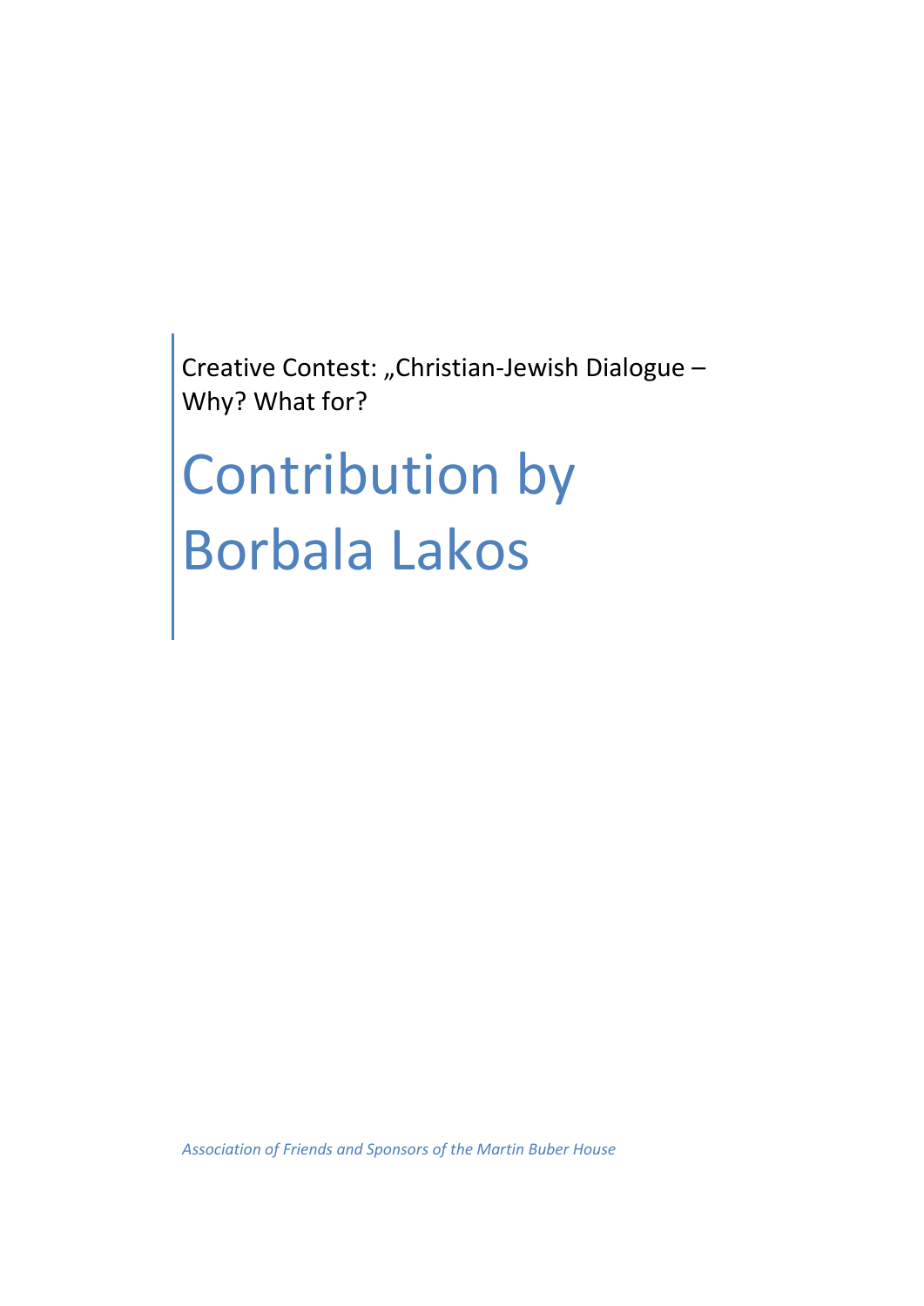Creative Contest: „Christian-Jewish Dialogue – Why? What for?

# Contribution by Borbala Lakos

*Association of Friends and Sponsors of the Martin Buber House*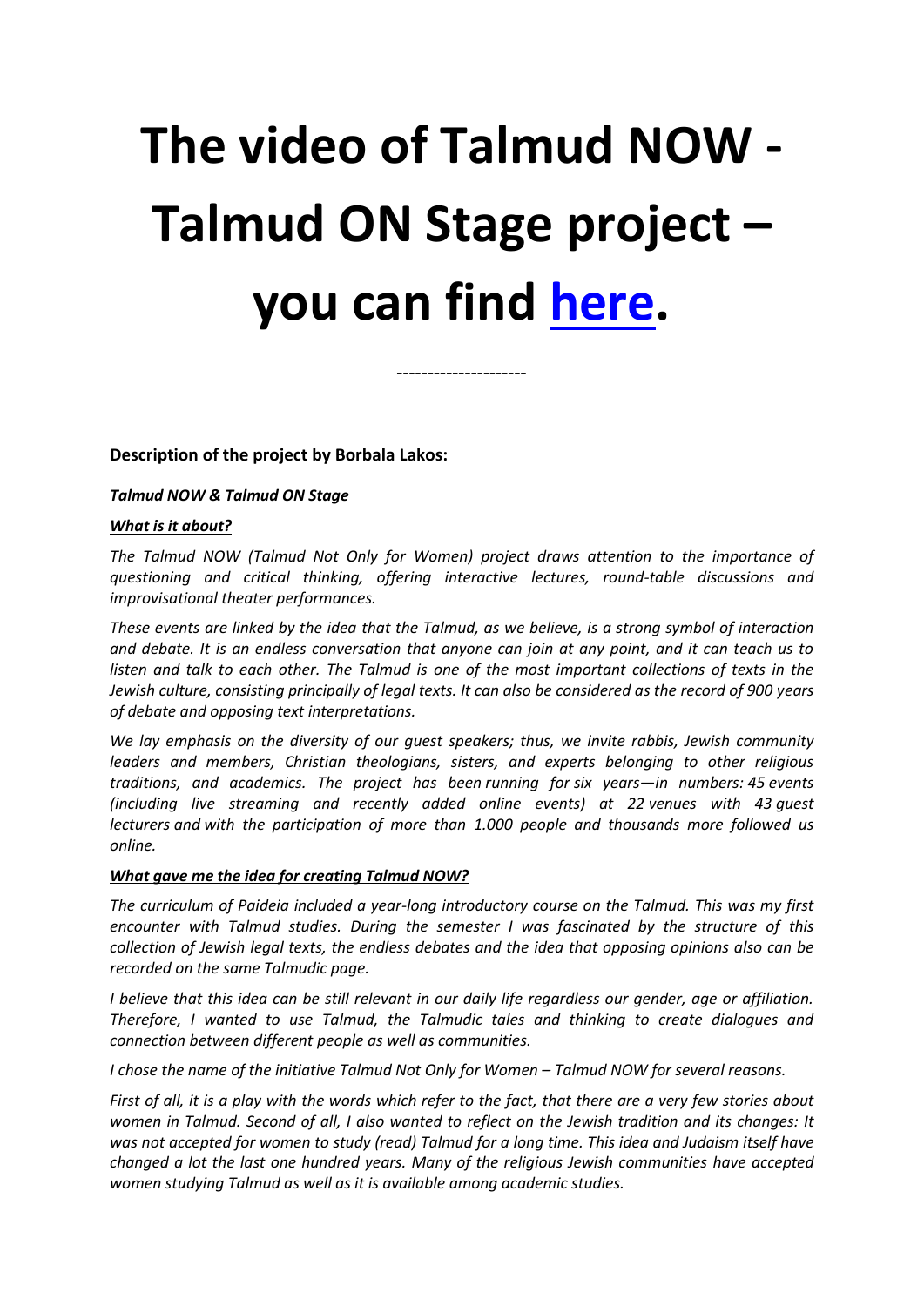# The video of Talmud NOW - Talmud ON Stage project – you can find [here](#).

--------------------

**Description of the project by Borbala Lakos:**

***Talmud NOW & Talmud ON Stage***

***<u>What is it about?</u>***

*The Talmud NOW (Talmud Not Only for Women) project draws attention to the importance of questioning and critical thinking, offering interactive lectures, round-table discussions and improvisational theater performances.*

*These events are linked by the idea that the Talmud, as we believe, is a strong symbol of interaction and debate. It is an endless conversation that anyone can join at any point, and it can teach us to listen and talk to each other. The Talmud is one of the most important collections of texts in the Jewish culture, consisting principally of legal texts. It can also be considered as the record of 900 years of debate and opposing text interpretations.*

*We lay emphasis on the diversity of our guest speakers; thus, we invite rabbis, Jewish community leaders and members, Christian theologians, sisters, and experts belonging to other religious traditions, and academics. The project has been running for six years—in numbers: 45 events (including live streaming and recently added online events) at 22 venues with 43 guest lecturers and with the participation of more than 1.000 people and thousands more followed us online.*

***<u>What gave me the idea for creating Talmud NOW?</u>***

*The curriculum of Paideia included a year-long introductory course on the Talmud. This was my first encounter with Talmud studies. During the semester I was fascinated by the structure of this collection of Jewish legal texts, the endless debates and the idea that opposing opinions also can be recorded on the same Talmudic page.*

*I believe that this idea can be still relevant in our daily life regardless our gender, age or affiliation. Therefore, I wanted to use Talmud, the Talmudic tales and thinking to create dialogues and connection between different people as well as communities.*

*I chose the name of the initiative Talmud Not Only for Women – Talmud NOW for several reasons.*

*First of all, it is a play with the words which refer to the fact, that there are a very few stories about women in Talmud. Second of all, I also wanted to reflect on the Jewish tradition and its changes: It was not accepted for women to study (read) Talmud for a long time. This idea and Judaism itself have changed a lot the last one hundred years. Many of the religious Jewish communities have accepted women studying Talmud as well as it is available among academic studies.*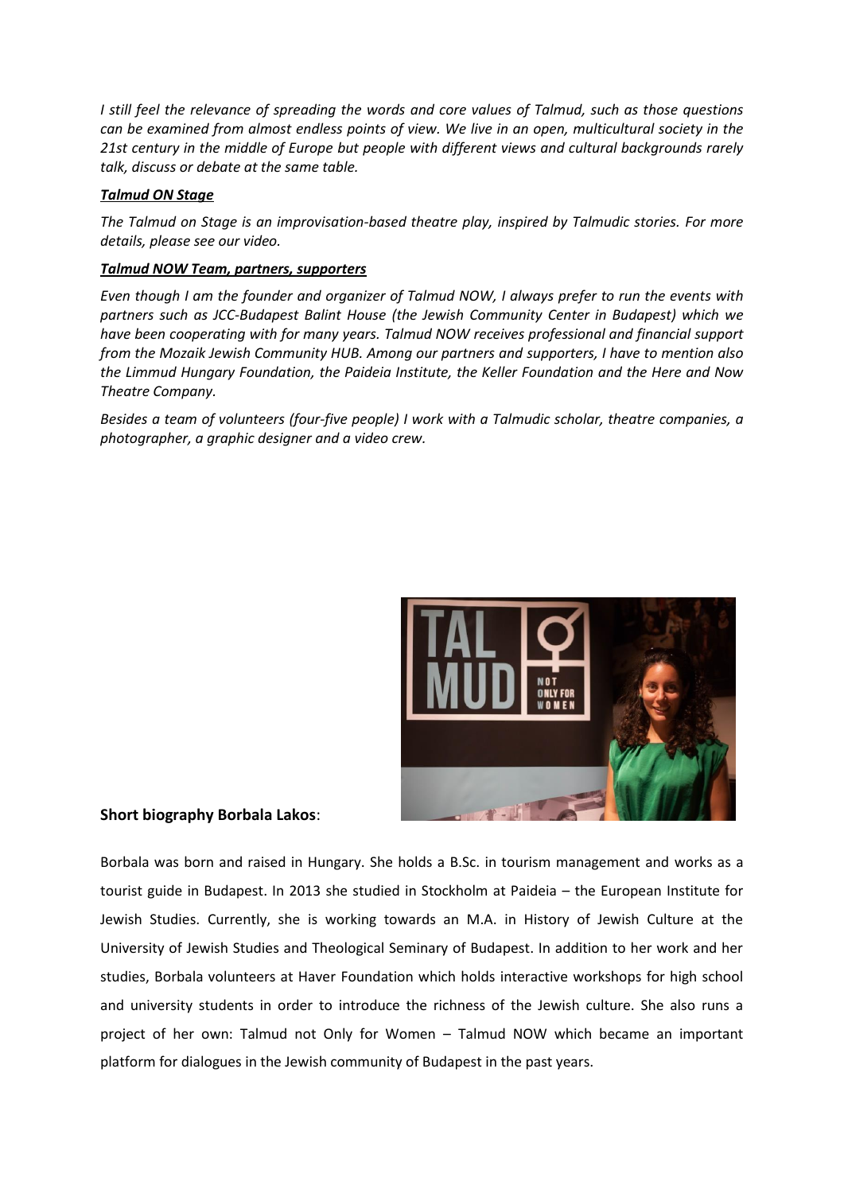*I still feel the relevance of spreading the words and core values of Talmud, such as those questions can be examined from almost endless points of view. We live in an open, multicultural society in the 21st century in the middle of Europe but people with different views and cultural backgrounds rarely talk, discuss or debate at the same table.*

***Talmud ON Stage***

*The Talmud on Stage is an improvisation-based theatre play, inspired by Talmudic stories. For more details, please see our video.*

***Talmud NOW Team, partners, supporters***

*Even though I am the founder and organizer of Talmud NOW, I always prefer to run the events with partners such as JCC-Budapest Balint House (the Jewish Community Center in Budapest) which we have been cooperating with for many years. Talmud NOW receives professional and financial support from the Mozaik Jewish Community HUB. Among our partners and supporters, I have to mention also the Limmud Hungary Foundation, the Paideia Institute, the Keller Foundation and the Here and Now Theatre Company.*

*Besides a team of volunteers (four-five people) I work with a Talmudic scholar, theatre companies, a photographer, a graphic designer and a video crew.*

**Short biography Borbala Lakos**:

Borbala was born and raised in Hungary. She holds a B.Sc. in tourism management and works as a tourist guide in Budapest. In 2013 she studied in Stockholm at Paideia – the European Institute for Jewish Studies. Currently, she is working towards an M.A. in History of Jewish Culture at the University of Jewish Studies and Theological Seminary of Budapest. In addition to her work and her studies, Borbala volunteers at Haver Foundation which holds interactive workshops for high school and university students in order to introduce the richness of the Jewish culture. She also runs a project of her own: Talmud not Only for Women – Talmud NOW which became an important platform for dialogues in the Jewish community of Budapest in the past years.